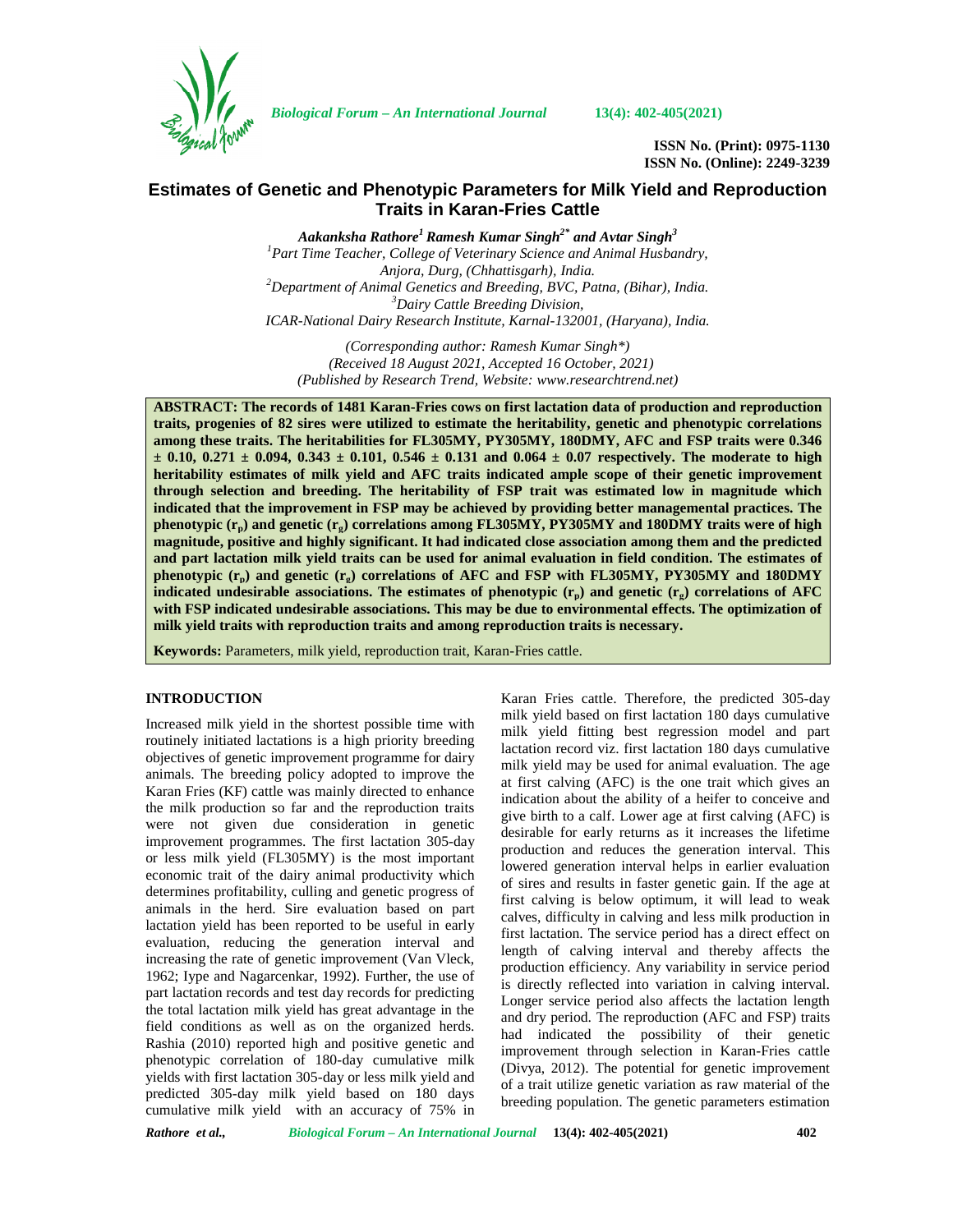# Estimates of Genetic and Phenotypic Parameters for Milk Yield and Reproduction Traits in Karan-Fries Cattle

***Aakanksha Rathore[1] Ramesh Kumar Singh[2*] and Avtar Singh[3]***

*[1]Part Time Teacher, College of Veterinary Science and Animal Husbandry, Anjora, Durg, (Chhattisgarh), India.*
*[2]Department of Animal Genetics and Breeding, BVC, Patna, (Bihar), India.*
*[3]Dairy Cattle Breeding Division, ICAR-National Dairy Research Institute, Karnal-132001, (Haryana), India.*

*(Corresponding author: Ramesh Kumar Singh*)*
*(Received 18 August 2021, Accepted 16 October, 2021)*
*(Published by Research Trend, Website: www.researchtrend.net)*

**ABSTRACT: The records of 1481 Karan-Fries cows on first lactation data of production and reproduction traits, progenies of 82 sires were utilized to estimate the heritability, genetic and phenotypic correlations among these traits. The heritabilities for FL305MY, PY305MY, 180DMY, AFC and FSP traits were 0.346 ± 0.10, 0.271 ± 0.094, 0.343 ± 0.101, 0.546 ± 0.131 and 0.064 ± 0.07 respectively. The moderate to high heritability estimates of milk yield and AFC traits indicated ample scope of their genetic improvement through selection and breeding. The heritability of FSP trait was estimated low in magnitude which indicated that the improvement in FSP may be achieved by providing better managemental practices. The phenotypic ($r_p$) and genetic ($r_g$) correlations among FL305MY, PY305MY and 180DMY traits were of high magnitude, positive and highly significant. It had indicated close association among them and the predicted and part lactation milk yield traits can be used for animal evaluation in field condition. The estimates of phenotypic ($r_p$) and genetic ($r_g$) correlations of AFC and FSP with FL305MY, PY305MY and 180DMY indicated undesirable associations. The estimates of phenotypic ($r_p$) and genetic ($r_g$) correlations of AFC with FSP indicated undesirable associations. This may be due to environmental effects. The optimization of milk yield traits with reproduction traits and among reproduction traits is necessary.**

**Keywords:** Parameters, milk yield, reproduction trait, Karan-Fries cattle.

## INTRODUCTION

Increased milk yield in the shortest possible time with routinely initiated lactations is a high priority breeding objectives of genetic improvement programme for dairy animals. The breeding policy adopted to improve the Karan Fries (KF) cattle was mainly directed to enhance the milk production so far and the reproduction traits were not given due consideration in genetic improvement programmes. The first lactation 305-day or less milk yield (FL305MY) is the most important economic trait of the dairy animal productivity which determines profitability, culling and genetic progress of animals in the herd. Sire evaluation based on part lactation yield has been reported to be useful in early evaluation, reducing the generation interval and increasing the rate of genetic improvement (Van Vleck, 1962; Iype and Nagarcenkar, 1992). Further, the use of part lactation records and test day records for predicting the total lactation milk yield has great advantage in the field conditions as well as on the organized herds. Rashia (2010) reported high and positive genetic and phenotypic correlation of 180-day cumulative milk yields with first lactation 305-day or less milk yield and predicted 305-day milk yield based on 180 days cumulative milk yield with an accuracy of 75% in Karan Fries cattle. Therefore, the predicted 305-day milk yield based on first lactation 180 days cumulative milk yield fitting best regression model and part lactation record viz. first lactation 180 days cumulative milk yield may be used for animal evaluation. The age at first calving (AFC) is the one trait which gives an indication about the ability of a heifer to conceive and give birth to a calf. Lower age at first calving (AFC) is desirable for early returns as it increases the lifetime production and reduces the generation interval. This lowered generation interval helps in earlier evaluation of sires and results in faster genetic gain. If the age at first calving is below optimum, it will lead to weak calves, difficulty in calving and less milk production in first lactation. The service period has a direct effect on length of calving interval and thereby affects the production efficiency. Any variability in service period is directly reflected into variation in calving interval. Longer service period also affects the lactation length and dry period. The reproduction (AFC and FSP) traits had indicated the possibility of their genetic improvement through selection in Karan-Fries cattle (Divya, 2012). The potential for genetic improvement of a trait utilize genetic variation as raw material of the breeding population. The genetic parameters estimation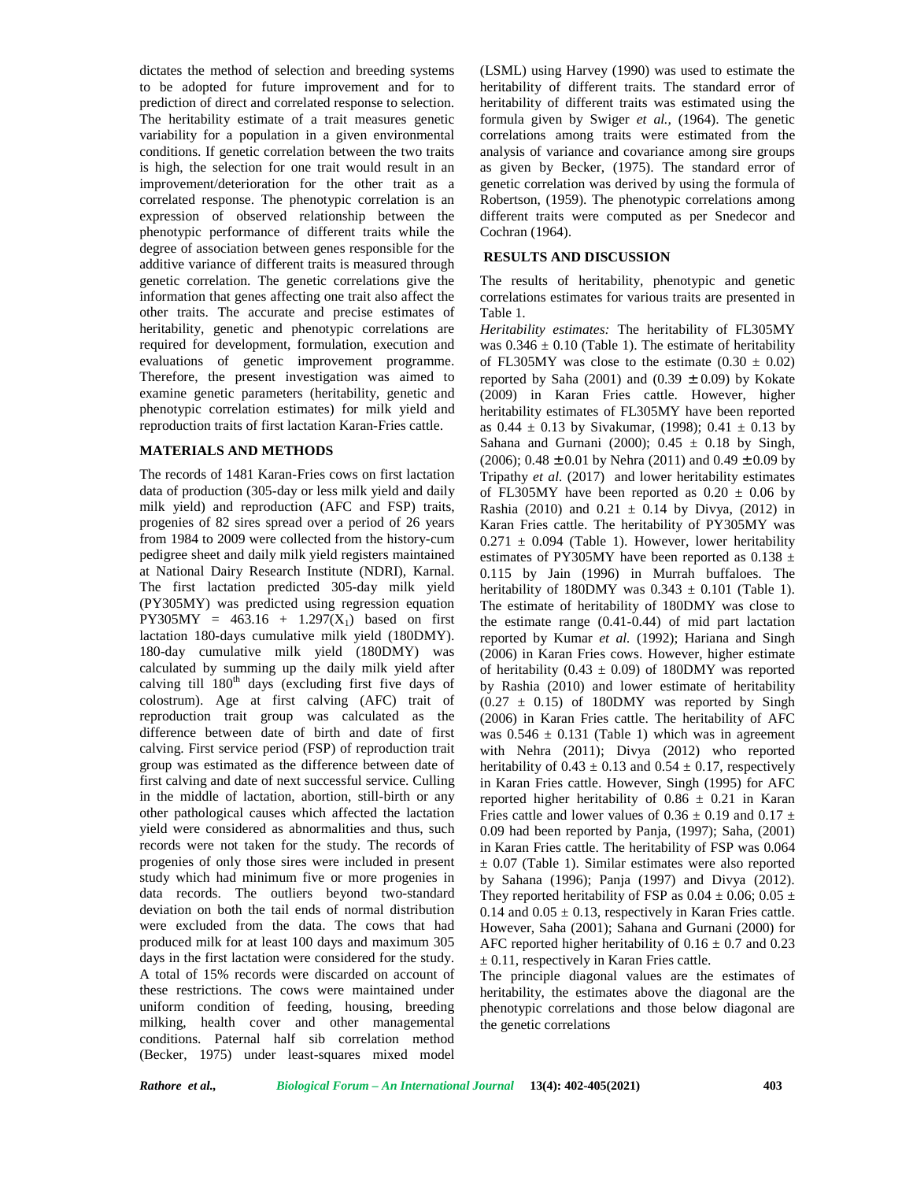dictates the method of selection and breeding systems to be adopted for future improvement and for to prediction of direct and correlated response to selection. The heritability estimate of a trait measures genetic variability for a population in a given environmental conditions. If genetic correlation between the two traits is high, the selection for one trait would result in an improvement/deterioration for the other trait as a correlated response. The phenotypic correlation is an expression of observed relationship between the phenotypic performance of different traits while the degree of association between genes responsible for the additive variance of different traits is measured through genetic correlation. The genetic correlations give the information that genes affecting one trait also affect the other traits. The accurate and precise estimates of heritability, genetic and phenotypic correlations are required for development, formulation, execution and evaluations of genetic improvement programme. Therefore, the present investigation was aimed to examine genetic parameters (heritability, genetic and phenotypic correlation estimates) for milk yield and reproduction traits of first lactation Karan-Fries cattle.

## MATERIALS AND METHODS

The records of 1481 Karan-Fries cows on first lactation data of production (305-day or less milk yield and daily milk yield) and reproduction (AFC and FSP) traits, progenies of 82 sires spread over a period of 26 years from 1984 to 2009 were collected from the history-cum pedigree sheet and daily milk yield registers maintained at National Dairy Research Institute (NDRI), Karnal. The first lactation predicted 305-day milk yield (PY305MY) was predicted using regression equation PY305MY = 463.16 + 1.297($X_1$) based on first lactation 180-days cumulative milk yield (180DMY). 180-day cumulative milk yield (180DMY) was calculated by summing up the daily milk yield after calving till 180$^{th}$ days (excluding first five days of colostrum). Age at first calving (AFC) trait of reproduction trait group was calculated as the difference between date of birth and date of first calving. First service period (FSP) of reproduction trait group was estimated as the difference between date of first calving and date of next successful service. Culling in the middle of lactation, abortion, still-birth or any other pathological causes which affected the lactation yield were considered as abnormalities and thus, such records were not taken for the study. The records of progenies of only those sires were included in present study which had minimum five or more progenies in data records. The outliers beyond two-standard deviation on both the tail ends of normal distribution were excluded from the data. The cows that had produced milk for at least 100 days and maximum 305 days in the first lactation were considered for the study. A total of 15% records were discarded on account of these restrictions. The cows were maintained under uniform condition of feeding, housing, breeding milking, health cover and other managemental conditions. Paternal half sib correlation method (Becker, 1975) under least-squares mixed model (LSML) using Harvey (1990) was used to estimate the heritability of different traits. The standard error of heritability of different traits was estimated using the formula given by Swiger *et al.*, (1964). The genetic correlations among traits were estimated from the analysis of variance and covariance among sire groups as given by Becker, (1975). The standard error of genetic correlation was derived by using the formula of Robertson, (1959). The phenotypic correlations among different traits were computed as per Snedecor and Cochran (1964).

## RESULTS AND DISCUSSION

The results of heritability, phenotypic and genetic correlations estimates for various traits are presented in Table 1.

*Heritability estimates:* The heritability of FL305MY was 0.346 ± 0.10 (Table 1). The estimate of heritability of FL305MY was close to the estimate (0.30 ± 0.02) reported by Saha (2001) and (0.39 ± 0.09) by Kokate (2009) in Karan Fries cattle. However, higher heritability estimates of FL305MY have been reported as 0.44 ± 0.13 by Sivakumar, (1998); 0.41 ± 0.13 by Sahana and Gurnani (2000); 0.45 ± 0.18 by Singh, (2006); 0.48 ± 0.01 by Nehra (2011) and 0.49 ± 0.09 by Tripathy *et al.* (2017) and lower heritability estimates of FL305MY have been reported as 0.20 ± 0.06 by Rashia (2010) and 0.21 ± 0.14 by Divya, (2012) in Karan Fries cattle. The heritability of PY305MY was 0.271 ± 0.094 (Table 1). However, lower heritability estimates of PY305MY have been reported as 0.138 ± 0.115 by Jain (1996) in Murrah buffaloes. The heritability of 180DMY was 0.343 ± 0.101 (Table 1). The estimate of heritability of 180DMY was close to the estimate range (0.41-0.44) of mid part lactation reported by Kumar *et al.* (1992); Hariana and Singh (2006) in Karan Fries cows. However, higher estimate of heritability (0.43 ± 0.09) of 180DMY was reported by Rashia (2010) and lower estimate of heritability (0.27 ± 0.15) of 180DMY was reported by Singh (2006) in Karan Fries cattle. The heritability of AFC was 0.546 ± 0.131 (Table 1) which was in agreement with Nehra (2011); Divya (2012) who reported heritability of 0.43 ± 0.13 and 0.54 ± 0.17, respectively in Karan Fries cattle. However, Singh (1995) for AFC reported higher heritability of 0.86 ± 0.21 in Karan Fries cattle and lower values of 0.36 ± 0.19 and 0.17 ± 0.09 had been reported by Panja, (1997); Saha, (2001) in Karan Fries cattle. The heritability of FSP was 0.064 ± 0.07 (Table 1). Similar estimates were also reported by Sahana (1996); Panja (1997) and Divya (2012). They reported heritability of FSP as 0.04 ± 0.06; 0.05 ± 0.14 and 0.05 ± 0.13, respectively in Karan Fries cattle. However, Saha (2001); Sahana and Gurnani (2000) for AFC reported higher heritability of 0.16 ± 0.7 and 0.23 ± 0.11, respectively in Karan Fries cattle.

The principle diagonal values are the estimates of heritability, the estimates above the diagonal are the phenotypic correlations and those below diagonal are the genetic correlations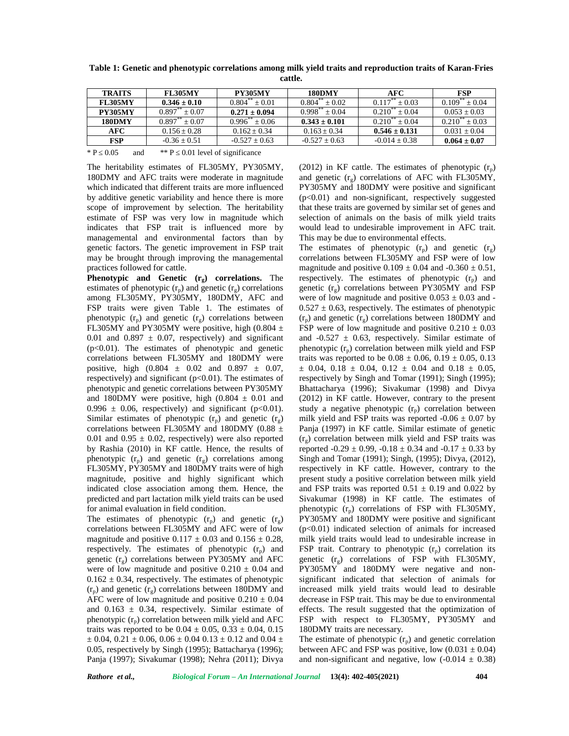**Table 1: Genetic and phenotypic correlations among milk yield traits and reproduction traits of Karan-Fries cattle.**

| TRAITS | FL305MY | PY305MY | 180DMY | AFC | FSP |
|---|---|---|---|---|---|
| **FL305MY** | **0.346 ± 0.10** | $0.804^{**}$ ± 0.01 | $0.804^{**}$ ± 0.02 | $0.117^{**}$ ± 0.03 | $0.109^{**}$ ± 0.04 |
| **PY305MY** | $0.897^{**}$ ± 0.07 | **0.271 ± 0.094** | $0.998^{**}$ ± 0.04 | $0.210^{**}$ ± 0.04 | 0.053 ± 0.03 |
| **180DMY** | $0.897^{**}$ ± 0.07 | $0.996^{**}$ ± 0.06 | **0.343 ± 0.101** | $0.210^{**}$ ± 0.04 | $0.210^{**}$ ± 0.03 |
| **AFC** | 0.156 ± 0.28 | 0.162 ± 0.34 | 0.163 ± 0.34 | **0.546 ± 0.131** | 0.031 ± 0.04 |
| **FSP** | -0.36 ± 0.51 | -0.527 ± 0.63 | -0.527 ± 0.63 | -0.014 ± 0.38 | **0.064 ± 0.07** |

* $P \leq 0.05$ and ** $P \leq 0.01$ level of significance

The heritability estimates of FL305MY, PY305MY, 180DMY and AFC traits were moderate in magnitude which indicated that different traits are more influenced by additive genetic variability and hence there is more scope of improvement by selection. The heritability estimate of FSP was very low in magnitude which indicates that FSP trait is influenced more by managemental and environmental factors than by genetic factors. The genetic improvement in FSP trait may be brought through improving the managemental practices followed for cattle.

**Phenotypic and Genetic ($r_g$) correlations.** The estimates of phenotypic ($r_p$) and genetic ($r_g$) correlations among FL305MY, PY305MY, 180DMY, AFC and FSP traits were given Table 1. The estimates of phenotypic ($r_p$) and genetic ($r_g$) correlations between FL305MY and PY305MY were positive, high (0.804 ± 0.01 and 0.897 ± 0.07, respectively) and significant ($p<0.01$). The estimates of phenotypic and genetic correlations between FL305MY and 180DMY were positive, high (0.804 ± 0.02 and 0.897 ± 0.07, respectively) and significant ($p<0.01$). The estimates of phenotypic and genetic correlations between PY305MY and 180DMY were positive, high (0.804 ± 0.01 and 0.996 ± 0.06, respectively) and significant ($p<0.01$). Similar estimates of phenotypic ($r_p$) and genetic ($r_g$) correlations between FL305MY and 180DMY (0.88 ± 0.01 and 0.95 ± 0.02, respectively) were also reported by Rashia (2010) in KF cattle. Hence, the results of phenotypic ($r_p$) and genetic ($r_g$) correlations among FL305MY, PY305MY and 180DMY traits were of high magnitude, positive and highly significant which indicated close association among them. Hence, the predicted and part lactation milk yield traits can be used for animal evaluation in field condition.

The estimates of phenotypic ($r_p$) and genetic ($r_g$) correlations between FL305MY and AFC were of low magnitude and positive 0.117 ± 0.03 and 0.156 ± 0.28, respectively. The estimates of phenotypic ($r_p$) and genetic ($r_g$) correlations between PY305MY and AFC were of low magnitude and positive 0.210 ± 0.04 and 0.162 ± 0.34, respectively. The estimates of phenotypic ($r_p$) and genetic ($r_g$) correlations between 180DMY and AFC were of low magnitude and positive 0.210 ± 0.04 and 0.163 ± 0.34, respectively. Similar estimate of phenotypic ($r_p$) correlation between milk yield and AFC traits was reported to be 0.04 ± 0.05, 0.33 ± 0.04, 0.15 ± 0.04, 0.21 ± 0.06, 0.06 ± 0.04 0.13 ± 0.12 and 0.04 ± 0.05, respectively by Singh (1995); Battacharya (1996); Panja (1997); Sivakumar (1998); Nehra (2011); Divya (2012) in KF cattle. The estimates of phenotypic ($r_p$) and genetic ($r_g$) correlations of AFC with FL305MY, PY305MY and 180DMY were positive and significant ($p<0.01$) and non-significant, respectively suggested that these traits are governed by similar set of genes and selection of animals on the basis of milk yield traits would lead to undesirable improvement in AFC trait. This may be due to environmental effects.

The estimates of phenotypic ($r_p$) and genetic ($r_g$) correlations between FL305MY and FSP were of low magnitude and positive 0.109 ± 0.04 and -0.360 ± 0.51, respectively. The estimates of phenotypic ($r_p$) and genetic ($r_g$) correlations between PY305MY and FSP were of low magnitude and positive 0.053 ± 0.03 and -0.527 ± 0.63, respectively. The estimates of phenotypic ($r_p$) and genetic ($r_g$) correlations between 180DMY and FSP were of low magnitude and positive 0.210 ± 0.03 and -0.527 ± 0.63, respectively. Similar estimate of phenotypic ($r_p$) correlation between milk yield and FSP traits was reported to be 0.08 ± 0.06, 0.19 ± 0.05, 0.13 ± 0.04, 0.18 ± 0.04, 0.12 ± 0.04 and 0.18 ± 0.05, respectively by Singh and Tomar (1991); Singh (1995); Bhattacharya (1996); Sivakumar (1998) and Divya (2012) in KF cattle. However, contrary to the present study a negative phenotypic ($r_p$) correlation between milk yield and FSP traits was reported -0.06 ± 0.07 by Panja (1997) in KF cattle. Similar estimate of genetic ($r_g$) correlation between milk yield and FSP traits was reported -0.29 ± 0.99, -0.18 ± 0.34 and -0.17 ± 0.33 by Singh and Tomar (1991); Singh, (1995); Divya, (2012), respectively in KF cattle. However, contrary to the present study a positive correlation between milk yield and FSP traits was reported 0.51 ± 0.19 and 0.022 by Sivakumar (1998) in KF cattle. The estimates of phenotypic ($r_p$) correlations of FSP with FL305MY, PY305MY and 180DMY were positive and significant ($p<0.01$) indicated selection of animals for increased milk yield traits would lead to undesirable increase in FSP trait. Contrary to phenotypic ($r_p$) correlation its genetic ($r_g$) correlations of FSP with FL305MY, PY305MY and 180DMY were negative and non-significant indicated that selection of animals for increased milk yield traits would lead to desirable decrease in FSP trait. This may be due to environmental effects. The result suggested that the optimization of FSP with respect to FL305MY, PY305MY and 180DMY traits are necessary.

The estimate of phenotypic ($r_p$) and genetic correlation between AFC and FSP was positive, low (0.031 ± 0.04) and non-significant and negative, low (-0.014 ± 0.38)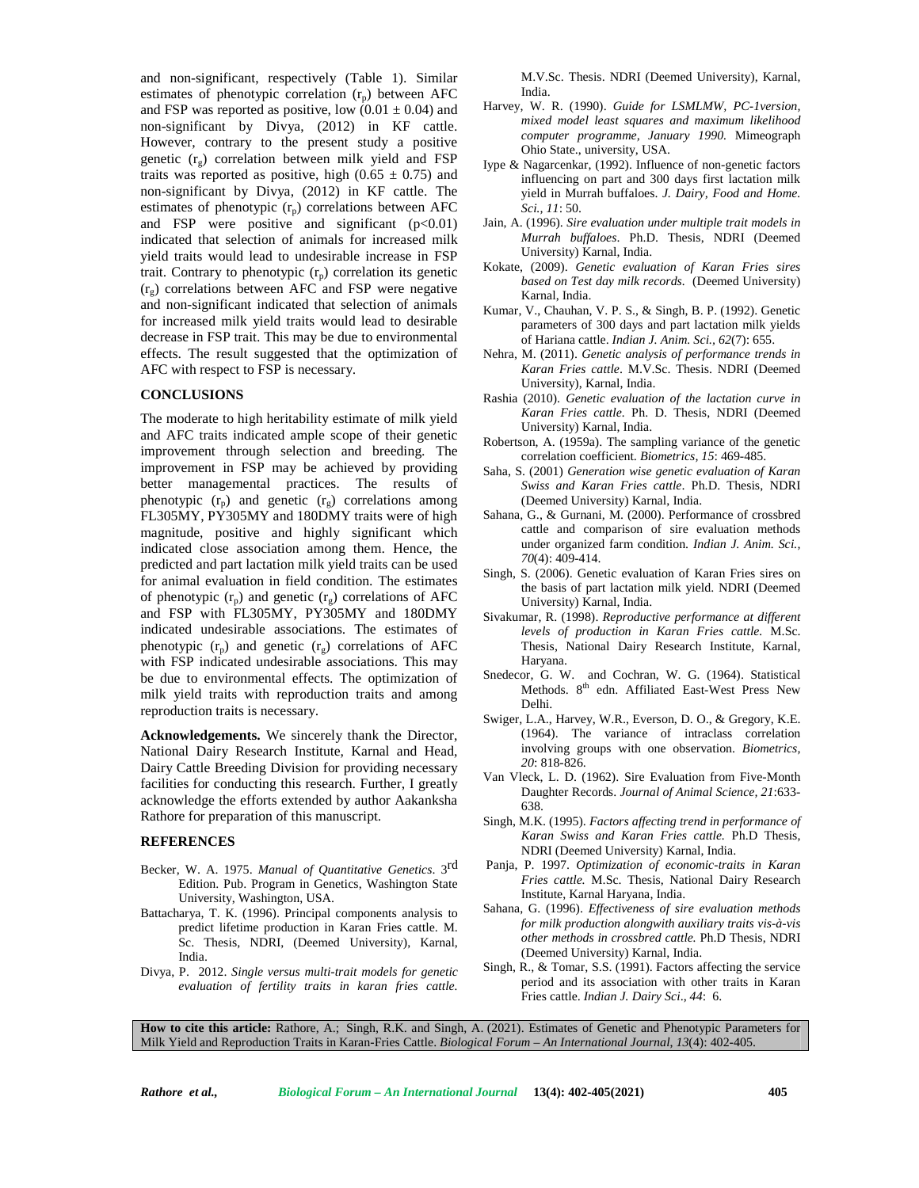and non-significant, respectively (Table 1). Similar estimates of phenotypic correlation ($r_p$) between AFC and FSP was reported as positive, low ($0.01 \pm 0.04$) and non-significant by Divya, (2012) in KF cattle. However, contrary to the present study a positive genetic ($r_g$) correlation between milk yield and FSP traits was reported as positive, high ($0.65 \pm 0.75$) and non-significant by Divya, (2012) in KF cattle. The estimates of phenotypic ($r_p$) correlations between AFC and FSP were positive and significant ($p<0.01$) indicated that selection of animals for increased milk yield traits would lead to undesirable increase in FSP trait. Contrary to phenotypic ($r_p$) correlation its genetic ($r_g$) correlations between AFC and FSP were negative and non-significant indicated that selection of animals for increased milk yield traits would lead to desirable decrease in FSP trait. This may be due to environmental effects. The result suggested that the optimization of AFC with respect to FSP is necessary.

## CONCLUSIONS

The moderate to high heritability estimate of milk yield and AFC traits indicated ample scope of their genetic improvement through selection and breeding. The improvement in FSP may be achieved by providing better managemental practices. The results of phenotypic ($r_p$) and genetic ($r_g$) correlations among FL305MY, PY305MY and 180DMY traits were of high magnitude, positive and highly significant which indicated close association among them. Hence, the predicted and part lactation milk yield traits can be used for animal evaluation in field condition. The estimates of phenotypic ($r_p$) and genetic ($r_g$) correlations of AFC and FSP with FL305MY, PY305MY and 180DMY indicated undesirable associations. The estimates of phenotypic ($r_p$) and genetic ($r_g$) correlations of AFC with FSP indicated undesirable associations. This may be due to environmental effects. The optimization of milk yield traits with reproduction traits and among reproduction traits is necessary.

**Acknowledgements.** We sincerely thank the Director, National Dairy Research Institute, Karnal and Head, Dairy Cattle Breeding Division for providing necessary facilities for conducting this research. Further, I greatly acknowledge the efforts extended by author Aakanksha Rathore for preparation of this manuscript.

## REFERENCES

Becker, W. A. 1975. *Manual of Quantitative Genetics*. 3rd Edition. Pub. Program in Genetics, Washington State University, Washington, USA.

Battacharya, T. K. (1996). Principal components analysis to predict lifetime production in Karan Fries cattle. M. Sc. Thesis, NDRI, (Deemed University), Karnal, India.

Divya, P. 2012. *Single versus multi-trait models for genetic evaluation of fertility traits in karan fries cattle.* M.V.Sc. Thesis. NDRI (Deemed University), Karnal, India.

Harvey, W. R. (1990). *Guide for LSMLMW, PC-1version, mixed model least squares and maximum likelihood computer programme, January 1990.* Mimeograph Ohio State., university, USA.

Iype & Nagarcenkar, (1992). Influence of non-genetic factors influencing on part and 300 days first lactation milk yield in Murrah buffaloes. *J. Dairy, Food and Home. Sci., 11*: 50.

Jain, A. (1996). *Sire evaluation under multiple trait models in Murrah buffaloes*. Ph.D. Thesis, NDRI (Deemed University) Karnal, India.

Kokate, (2009). *Genetic evaluation of Karan Fries sires based on Test day milk records.* (Deemed University) Karnal, India.

Kumar, V., Chauhan, V. P. S., & Singh, B. P. (1992). Genetic parameters of 300 days and part lactation milk yields of Hariana cattle. *Indian J. Anim. Sci., 62*(7): 655.

Nehra, M. (2011). *Genetic analysis of performance trends in Karan Fries cattle*. M.V.Sc. Thesis. NDRI (Deemed University), Karnal, India.

Rashia (2010). *Genetic evaluation of the lactation curve in Karan Fries cattle.* Ph. D. Thesis, NDRI (Deemed University) Karnal, India.

Robertson, A. (1959a). The sampling variance of the genetic correlation coefficient. *Biometrics, 15*: 469-485.

Saha, S. (2001) *Generation wise genetic evaluation of Karan Swiss and Karan Fries cattle*. Ph.D. Thesis, NDRI (Deemed University) Karnal, India.

Sahana, G., & Gurnani, M. (2000). Performance of crossbred cattle and comparison of sire evaluation methods under organized farm condition. *Indian J. Anim. Sci., 70*(4): 409-414.

Singh, S. (2006). Genetic evaluation of Karan Fries sires on the basis of part lactation milk yield. NDRI (Deemed University) Karnal, India.

Sivakumar, R. (1998). *Reproductive performance at different levels of production in Karan Fries cattle*. M.Sc. Thesis, National Dairy Research Institute, Karnal, Haryana.

Snedecor, G. W. and Cochran, W. G. (1964). Statistical Methods. 8th edn. Affiliated East-West Press New Delhi.

Swiger, L.A., Harvey, W.R., Everson, D. O., & Gregory, K.E. (1964). The variance of intraclass correlation involving groups with one observation. *Biometrics, 20*: 818-826.

Van Vleck, L. D. (1962). Sire Evaluation from Five-Month Daughter Records. *Journal of Animal Science, 21*:633-638.

Singh, M.K. (1995). *Factors affecting trend in performance of Karan Swiss and Karan Fries cattle.* Ph.D Thesis, NDRI (Deemed University) Karnal, India.

Panja, P. 1997. *Optimization of economic-traits in Karan Fries cattle.* M.Sc. Thesis, National Dairy Research Institute, Karnal Haryana, India.

Sahana, G. (1996). *Effectiveness of sire evaluation methods for milk production alongwith auxiliary traits vis-à-vis other methods in crossbred cattle.* Ph.D Thesis, NDRI (Deemed University) Karnal, India.

Singh, R., & Tomar, S.S. (1991). Factors affecting the service period and its association with other traits in Karan Fries cattle. *Indian J. Dairy Sci*., *44*: 6.

**How to cite this article:** Rathore, A.; Singh, R.K. and Singh, A. (2021). Estimates of Genetic and Phenotypic Parameters for Milk Yield and Reproduction Traits in Karan-Fries Cattle. *Biological Forum – An International Journal, 13*(4): 402-405.